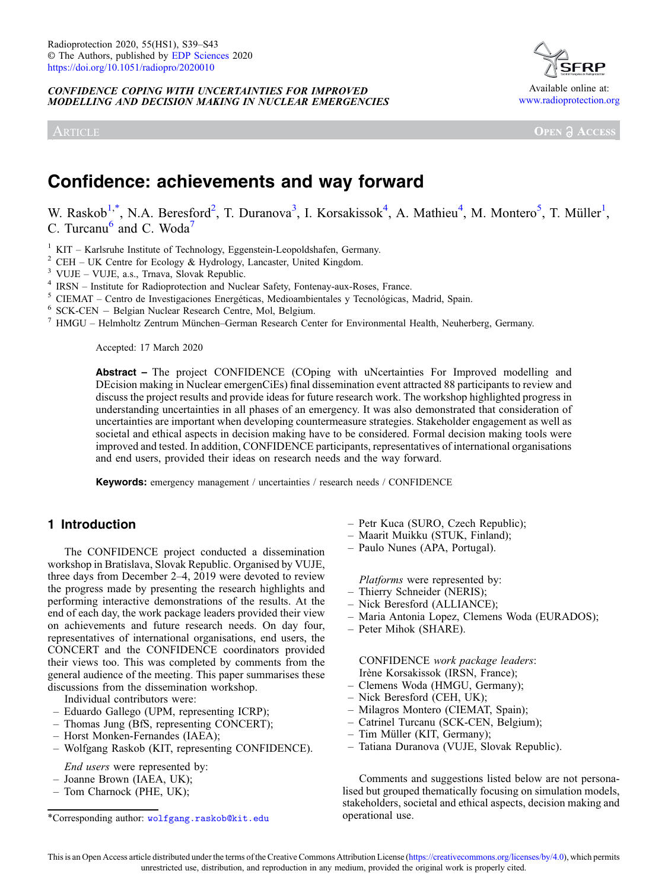*CONFIDENCE COPING WITH UNCERTAINTIES FOR IMPROVED MODELLING AND DECISION MAKING IN NUCLEAR EMERGENCIES*

Article

# Confidence: achievements and way forward

W. Raskob[1,*], N.A. Beresford[2], T. Duranova[3], I. Korsakissok[4], A. Mathieu[4], M. Montero[5], T. Müller[1], C. Turcanu[6] and C. Woda[7]

[1] KIT – Karlsruhe Institute of Technology, Eggenstein-Leopoldshafen, Germany.
[2] CEH – UK Centre for Ecology & Hydrology, Lancaster, United Kingdom.
[3] VUJE – VUJE, a.s., Trnava, Slovak Republic.
[4] IRSN – Institute for Radioprotection and Nuclear Safety, Fontenay-aux-Roses, France.
[5] CIEMAT – Centro de Investigaciones Energéticas, Medioambientales y Tecnológicas, Madrid, Spain.
[6] SCK-CEN – Belgian Nuclear Research Centre, Mol, Belgium.
[7] HMGU – Helmholtz Zentrum München–German Research Center for Environmental Health, Neuherberg, Germany.

Accepted: 17 March 2020

**Abstract –** The project CONFIDENCE (COping with uNcertainties For Improved modelling and DEcision making in Nuclear emergenCiEs) final dissemination event attracted 88 participants to review and discuss the project results and provide ideas for future research work. The workshop highlighted progress in understanding uncertainties in all phases of an emergency. It was also demonstrated that consideration of uncertainties are important when developing countermeasure strategies. Stakeholder engagement as well as societal and ethical aspects in decision making have to be considered. Formal decision making tools were improved and tested. In addition, CONFIDENCE participants, representatives of international organisations and end users, provided their ideas on research needs and the way forward.

**Keywords:** emergency management / uncertainties / research needs / CONFIDENCE

## 1 Introduction

The CONFIDENCE project conducted a dissemination workshop in Bratislava, Slovak Republic. Organised by VUJE, three days from December 2–4, 2019 were devoted to review the progress made by presenting the research highlights and performing interactive demonstrations of the results. At the end of each day, the work package leaders provided their view on achievements and future research needs. On day four, representatives of international organisations, end users, the CONCERT and the CONFIDENCE coordinators provided their views too. This was completed by comments from the general audience of the meeting. This paper summarises these discussions from the dissemination workshop.

Individual contributors were:

- Eduardo Gallego (UPM, representing ICRP);
- Thomas Jung (BfS, representing CONCERT);
- Horst Monken-Fernandes (IAEA);
- Wolfgang Raskob (KIT, representing CONFIDENCE).

*End users* were represented by:

- Joanne Brown (IAEA, UK);
- Tom Charnock (PHE, UK);
- Petr Kuca (SURO, Czech Republic);
- Maarit Muikku (STUK, Finland);
- Paulo Nunes (APA, Portugal).

*Platforms* were represented by:

- Thierry Schneider (NERIS);
- Nick Beresford (ALLIANCE);
- Maria Antonia Lopez, Clemens Woda (EURADOS);
- Peter Mihok (SHARE).

CONFIDENCE *work package leaders*:
Irène Korsakissok (IRSN, France);

- Clemens Woda (HMGU, Germany);
- Nick Beresford (CEH, UK);
- Milagros Montero (CIEMAT, Spain);
- Catrinel Turcanu (SCK-CEN, Belgium);
- Tim Müller (KIT, Germany);
- Tatiana Duranova (VUJE, Slovak Republic).

Comments and suggestions listed below are not personalised but grouped thematically focusing on simulation models, stakeholders, societal and ethical aspects, decision making and operational use.

*Corresponding author: wolfgang.raskob@kit.edu

This is an Open Access article distributed under the terms of the Creative Commons Attribution License (https://creativecommons.org/licenses/by/4.0), which permits unrestricted use, distribution, and reproduction in any medium, provided the original work is properly cited.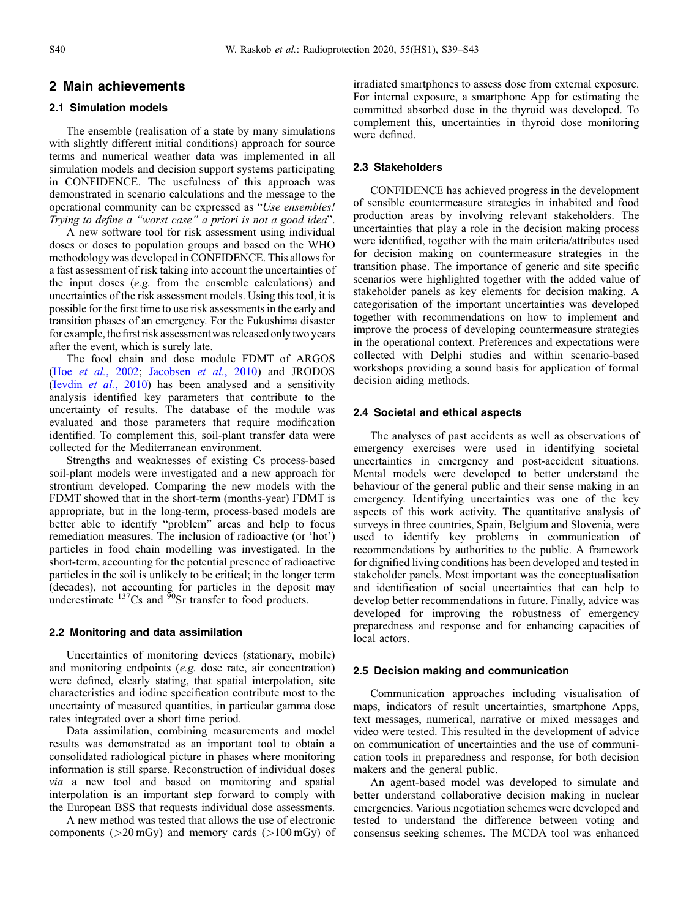## 2 Main achievements

### 2.1 Simulation models

The ensemble (realisation of a state by many simulations with slightly different initial conditions) approach for source terms and numerical weather data was implemented in all simulation models and decision support systems participating in CONFIDENCE. The usefulness of this approach was demonstrated in scenario calculations and the message to the operational community can be expressed as "*Use ensembles! Trying to define a "worst case" a priori is not a good idea*".

A new software tool for risk assessment using individual doses or doses to population groups and based on the WHO methodology was developed in CONFIDENCE. This allows for a fast assessment of risk taking into account the uncertainties of the input doses (*e.g.* from the ensemble calculations) and uncertainties of the risk assessment models. Using this tool, it is possible for the first time to use risk assessments in the early and transition phases of an emergency. For the Fukushima disaster for example, the first risk assessment was released only two years after the event, which is surely late.

The food chain and dose module FDMT of ARGOS (Hoe *et al.*, 2002; Jacobsen *et al.*, 2010) and JRODOS (Ievdin *et al.*, 2010) has been analysed and a sensitivity analysis identified key parameters that contribute to the uncertainty of results. The database of the module was evaluated and those parameters that require modification identified. To complement this, soil-plant transfer data were collected for the Mediterranean environment.

Strengths and weaknesses of existing Cs process-based soil-plant models were investigated and a new approach for strontium developed. Comparing the new models with the FDMT showed that in the short-term (months-year) FDMT is appropriate, but in the long-term, process-based models are better able to identify "problem" areas and help to focus remediation measures. The inclusion of radioactive (or 'hot') particles in food chain modelling was investigated. In the short-term, accounting for the potential presence of radioactive particles in the soil is unlikely to be critical; in the longer term (decades), not accounting for particles in the deposit may underestimate $^{137}$Cs and $^{90}$Sr transfer to food products.

### 2.2 Monitoring and data assimilation

Uncertainties of monitoring devices (stationary, mobile) and monitoring endpoints (*e.g.* dose rate, air concentration) were defined, clearly stating, that spatial interpolation, site characteristics and iodine specification contribute most to the uncertainty of measured quantities, in particular gamma dose rates integrated over a short time period.

Data assimilation, combining measurements and model results was demonstrated as an important tool to obtain a consolidated radiological picture in phases where monitoring information is still sparse. Reconstruction of individual doses *via* a new tool and based on monitoring and spatial interpolation is an important step forward to comply with the European BSS that requests individual dose assessments.

A new method was tested that allows the use of electronic components (>20 mGy) and memory cards (>100 mGy) of irradiated smartphones to assess dose from external exposure. For internal exposure, a smartphone App for estimating the committed absorbed dose in the thyroid was developed. To complement this, uncertainties in thyroid dose monitoring were defined.

### 2.3 Stakeholders

CONFIDENCE has achieved progress in the development of sensible countermeasure strategies in inhabited and food production areas by involving relevant stakeholders. The uncertainties that play a role in the decision making process were identified, together with the main criteria/attributes used for decision making on countermeasure strategies in the transition phase. The importance of generic and site specific scenarios were highlighted together with the added value of stakeholder panels as key elements for decision making. A categorisation of the important uncertainties was developed together with recommendations on how to implement and improve the process of developing countermeasure strategies in the operational context. Preferences and expectations were collected with Delphi studies and within scenario-based workshops providing a sound basis for application of formal decision aiding methods.

### 2.4 Societal and ethical aspects

The analyses of past accidents as well as observations of emergency exercises were used in identifying societal uncertainties in emergency and post-accident situations. Mental models were developed to better understand the behaviour of the general public and their sense making in an emergency. Identifying uncertainties was one of the key aspects of this work activity. The quantitative analysis of surveys in three countries, Spain, Belgium and Slovenia, were used to identify key problems in communication of recommendations by authorities to the public. A framework for dignified living conditions has been developed and tested in stakeholder panels. Most important was the conceptualisation and identification of social uncertainties that can help to develop better recommendations in future. Finally, advice was developed for improving the robustness of emergency preparedness and response and for enhancing capacities of local actors.

### 2.5 Decision making and communication

Communication approaches including visualisation of maps, indicators of result uncertainties, smartphone Apps, text messages, numerical, narrative or mixed messages and video were tested. This resulted in the development of advice on communication of uncertainties and the use of communication tools in preparedness and response, for both decision makers and the general public.

An agent-based model was developed to simulate and better understand collaborative decision making in nuclear emergencies. Various negotiation schemes were developed and tested to understand the difference between voting and consensus seeking schemes. The MCDA tool was enhanced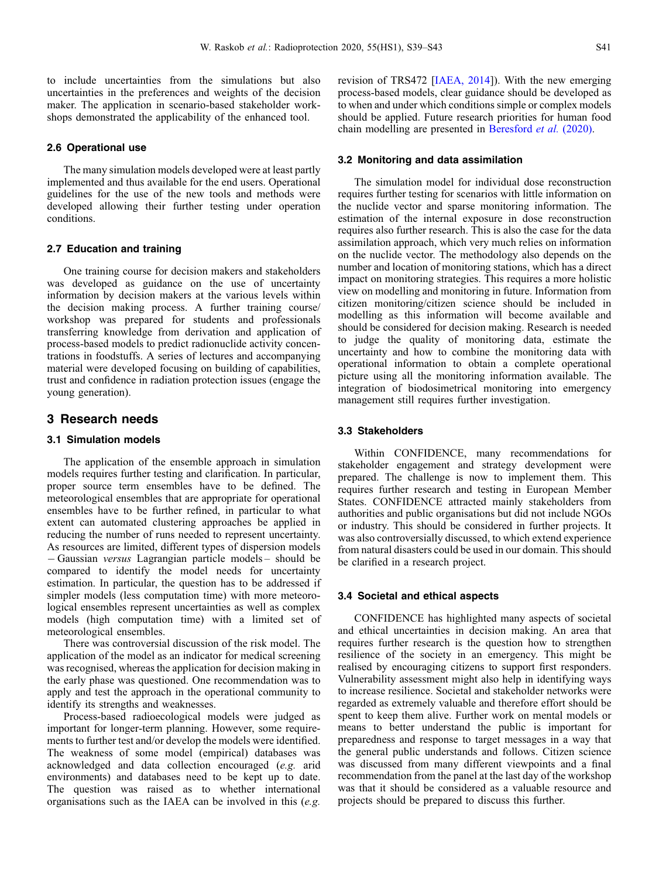to include uncertainties from the simulations but also uncertainties in the preferences and weights of the decision maker. The application in scenario-based stakeholder workshops demonstrated the applicability of the enhanced tool.

### 2.6 Operational use

The many simulation models developed were at least partly implemented and thus available for the end users. Operational guidelines for the use of the new tools and methods were developed allowing their further testing under operation conditions.

### 2.7 Education and training

One training course for decision makers and stakeholders was developed as guidance on the use of uncertainty information by decision makers at the various levels within the decision making process. A further training course/workshop was prepared for students and professionals transferring knowledge from derivation and application of process-based models to predict radionuclide activity concentrations in foodstuffs. A series of lectures and accompanying material were developed focusing on building of capabilities, trust and confidence in radiation protection issues (engage the young generation).

## 3 Research needs

### 3.1 Simulation models

The application of the ensemble approach in simulation models requires further testing and clarification. In particular, proper source term ensembles have to be defined. The meteorological ensembles that are appropriate for operational ensembles have to be further refined, in particular to what extent can automated clustering approaches be applied in reducing the number of runs needed to represent uncertainty. As resources are limited, different types of dispersion models – Gaussian *versus* Lagrangian particle models – should be compared to identify the model needs for uncertainty estimation. In particular, the question has to be addressed if simpler models (less computation time) with more meteorological ensembles represent uncertainties as well as complex models (high computation time) with a limited set of meteorological ensembles.

There was controversial discussion of the risk model. The application of the model as an indicator for medical screening was recognised, whereas the application for decision making in the early phase was questioned. One recommendation was to apply and test the approach in the operational community to identify its strengths and weaknesses.

Process-based radioecological models were judged as important for longer-term planning. However, some requirements to further test and/or develop the models were identified. The weakness of some model (empirical) databases was acknowledged and data collection encouraged (*e.g.* arid environments) and databases need to be kept up to date. The question was raised as to whether international organisations such as the IAEA can be involved in this (*e.g.* revision of TRS472 [IAEA, 2014]). With the new emerging process-based models, clear guidance should be developed as to when and under which conditions simple or complex models should be applied. Future research priorities for human food chain modelling are presented in Beresford *et al.* (2020).

### 3.2 Monitoring and data assimilation

The simulation model for individual dose reconstruction requires further testing for scenarios with little information on the nuclide vector and sparse monitoring information. The estimation of the internal exposure in dose reconstruction requires also further research. This is also the case for the data assimilation approach, which very much relies on information on the nuclide vector. The methodology also depends on the number and location of monitoring stations, which has a direct impact on monitoring strategies. This requires a more holistic view on modelling and monitoring in future. Information from citizen monitoring/citizen science should be included in modelling as this information will become available and should be considered for decision making. Research is needed to judge the quality of monitoring data, estimate the uncertainty and how to combine the monitoring data with operational information to obtain a complete operational picture using all the monitoring information available. The integration of biodosimetrical monitoring into emergency management still requires further investigation.

### 3.3 Stakeholders

Within CONFIDENCE, many recommendations for stakeholder engagement and strategy development were prepared. The challenge is now to implement them. This requires further research and testing in European Member States. CONFIDENCE attracted mainly stakeholders from authorities and public organisations but did not include NGOs or industry. This should be considered in further projects. It was also controversially discussed, to which extend experience from natural disasters could be used in our domain. This should be clarified in a research project.

### 3.4 Societal and ethical aspects

CONFIDENCE has highlighted many aspects of societal and ethical uncertainties in decision making. An area that requires further research is the question how to strengthen resilience of the society in an emergency. This might be realised by encouraging citizens to support first responders. Vulnerability assessment might also help in identifying ways to increase resilience. Societal and stakeholder networks were regarded as extremely valuable and therefore effort should be spent to keep them alive. Further work on mental models or means to better understand the public is important for preparedness and response to target messages in a way that the general public understands and follows. Citizen science was discussed from many different viewpoints and a final recommendation from the panel at the last day of the workshop was that it should be considered as a valuable resource and projects should be prepared to discuss this further.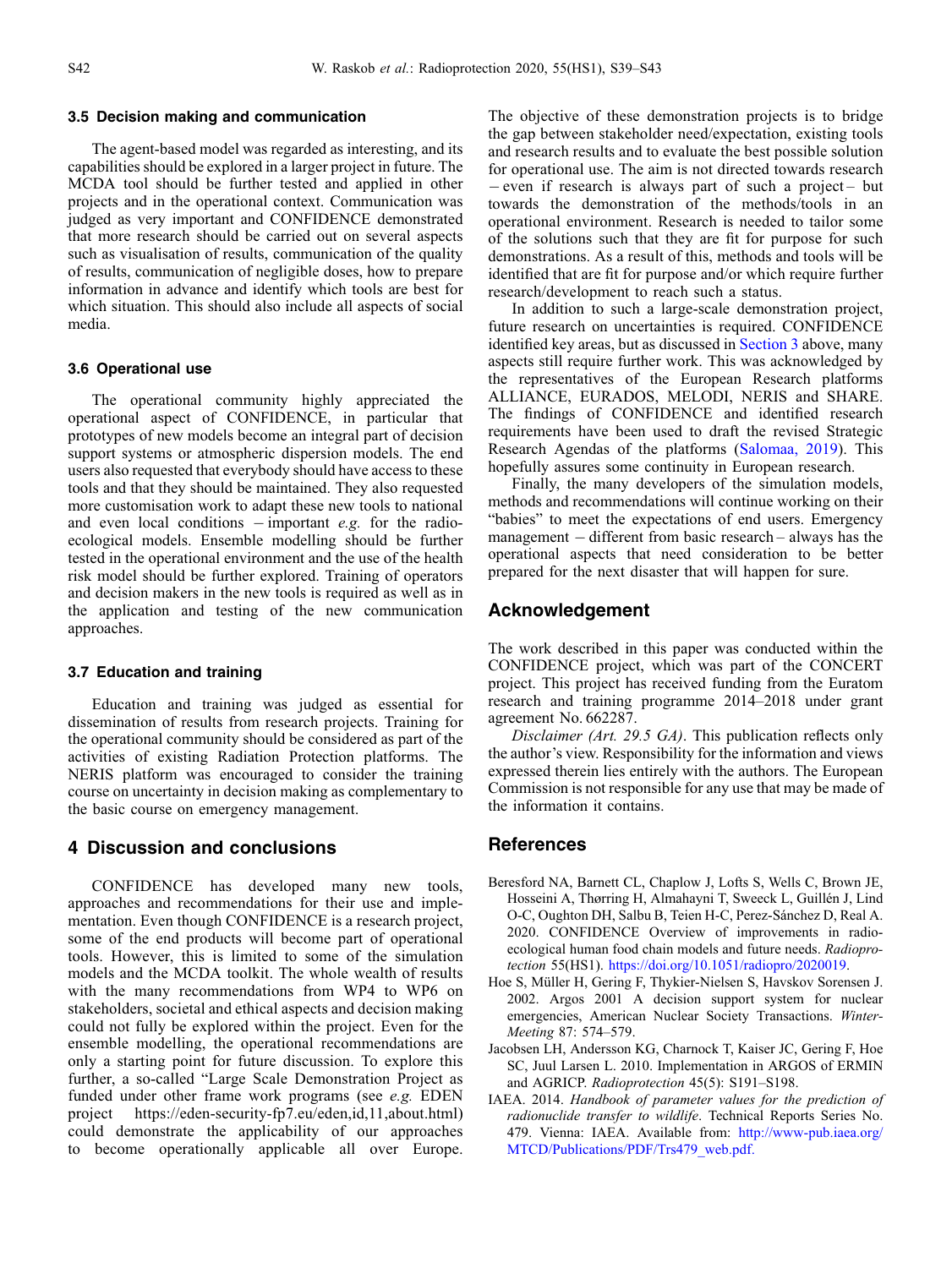### 3.5 Decision making and communication

The agent-based model was regarded as interesting, and its capabilities should be explored in a larger project in future. The MCDA tool should be further tested and applied in other projects and in the operational context. Communication was judged as very important and CONFIDENCE demonstrated that more research should be carried out on several aspects such as visualisation of results, communication of the quality of results, communication of negligible doses, how to prepare information in advance and identify which tools are best for which situation. This should also include all aspects of social media.

### 3.6 Operational use

The operational community highly appreciated the operational aspect of CONFIDENCE, in particular that prototypes of new models become an integral part of decision support systems or atmospheric dispersion models. The end users also requested that everybody should have access to these tools and that they should be maintained. They also requested more customisation work to adapt these new tools to national and even local conditions – important *e.g.* for the radio-ecological models. Ensemble modelling should be further tested in the operational environment and the use of the health risk model should be further explored. Training of operators and decision makers in the new tools is required as well as in the application and testing of the new communication approaches.

### 3.7 Education and training

Education and training was judged as essential for dissemination of results from research projects. Training for the operational community should be considered as part of the activities of existing Radiation Protection platforms. The NERIS platform was encouraged to consider the training course on uncertainty in decision making as complementary to the basic course on emergency management.

## 4 Discussion and conclusions

CONFIDENCE has developed many new tools, approaches and recommendations for their use and implementation. Even though CONFIDENCE is a research project, some of the end products will become part of operational tools. However, this is limited to some of the simulation models and the MCDA toolkit. The whole wealth of results with the many recommendations from WP4 to WP6 on stakeholders, societal and ethical aspects and decision making could not fully be explored within the project. Even for the ensemble modelling, the operational recommendations are only a starting point for future discussion. To explore this further, a so-called "Large Scale Demonstration Project as funded under other frame work programs (see *e.g.* EDEN project https://eden-security-fp7.eu/eden,id,11,about.html) could demonstrate the applicability of our approaches to become operationally applicable all over Europe. The objective of these demonstration projects is to bridge the gap between stakeholder need/expectation, existing tools and research results and to evaluate the best possible solution for operational use. The aim is not directed towards research – even if research is always part of such a project – but towards the demonstration of the methods/tools in an operational environment. Research is needed to tailor some of the solutions such that they are fit for purpose for such demonstrations. As a result of this, methods and tools will be identified that are fit for purpose and/or which require further research/development to reach such a status.

In addition to such a large-scale demonstration project, future research on uncertainties is required. CONFIDENCE identified key areas, but as discussed in Section 3 above, many aspects still require further work. This was acknowledged by the representatives of the European Research platforms ALLIANCE, EURADOS, MELODI, NERIS and SHARE. The findings of CONFIDENCE and identified research requirements have been used to draft the revised Strategic Research Agendas of the platforms (Salomaa, 2019). This hopefully assures some continuity in European research.

Finally, the many developers of the simulation models, methods and recommendations will continue working on their "babies" to meet the expectations of end users. Emergency management – different from basic research – always has the operational aspects that need consideration to be better prepared for the next disaster that will happen for sure.

## Acknowledgement

The work described in this paper was conducted within the CONFIDENCE project, which was part of the CONCERT project. This project has received funding from the Euratom research and training programme 2014–2018 under grant agreement No. 662287.

*Disclaimer (Art. 29.5 GA)*. This publication reflects only the author's view. Responsibility for the information and views expressed therein lies entirely with the authors. The European Commission is not responsible for any use that may be made of the information it contains.

## References

Beresford NA, Barnett CL, Chaplow J, Lofts S, Wells C, Brown JE, Hosseini A, Thørring H, Almahayni T, Sweeck L, Guillén J, Lind O-C, Oughton DH, Salbu B, Teien H-C, Perez-Sánchez D, Real A. 2020. CONFIDENCE Overview of improvements in radioecological human food chain models and future needs. *Radioprotection* 55(HS1). https://doi.org/10.1051/radiopro/2020019.

Hoe S, Müller H, Gering F, Thykier-Nielsen S, Havskov Sorensen J. 2002. Argos 2001 A decision support system for nuclear emergencies, American Nuclear Society Transactions. *Winter-Meeting* 87: 574–579.

Jacobsen LH, Andersson KG, Charnock T, Kaiser JC, Gering F, Hoe SC, Juul Larsen L. 2010. Implementation in ARGOS of ERMIN and AGRICP. *Radioprotection* 45(5): S191–S198.

IAEA. 2014. *Handbook of parameter values for the prediction of radionuclide transfer to wildlife*. Technical Reports Series No. 479. Vienna: IAEA. Available from: http://www-pub.iaea.org/MTCD/Publications/PDF/Trs479_web.pdf.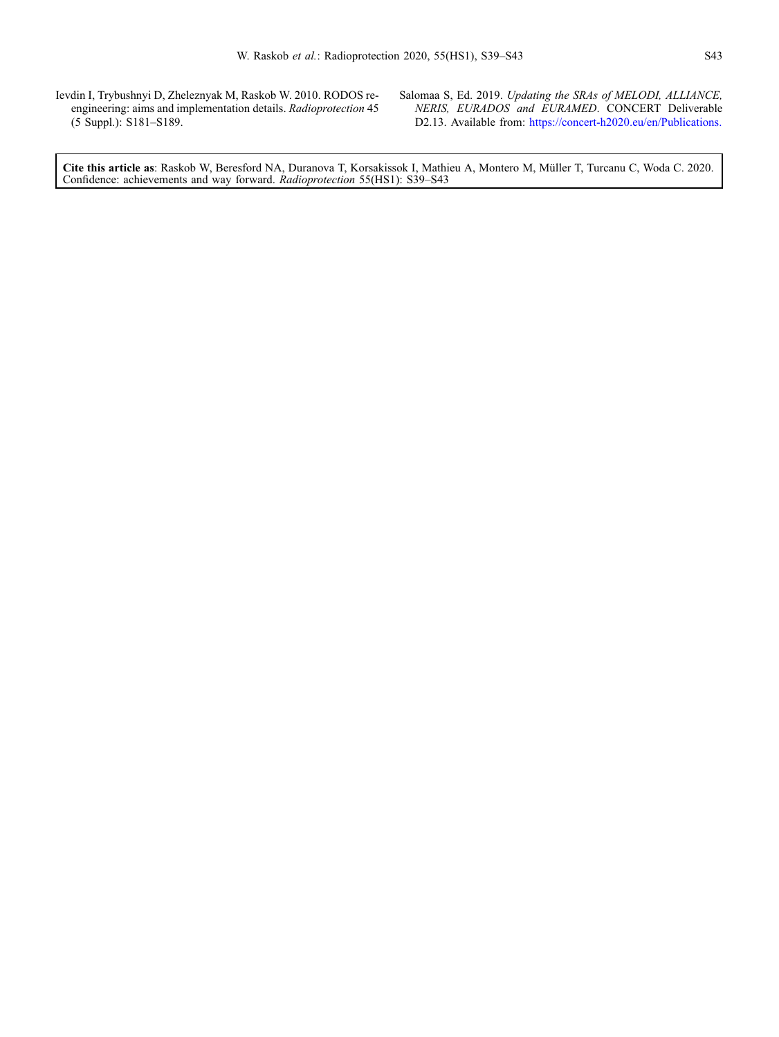Ievdin I, Trybushnyi D, Zheleznyak M, Raskob W. 2010. RODOS re-engineering: aims and implementation details. *Radioprotection* 45 (5 Suppl.): S181–S189.

Salomaa S, Ed. 2019. *Updating the SRAs of MELODI, ALLIANCE, NERIS, EURADOS and EURAMED*. CONCERT Deliverable D2.13. Available from: https://concert-h2020.eu/en/Publications.

**Cite this article as**: Raskob W, Beresford NA, Duranova T, Korsakissok I, Mathieu A, Montero M, Müller T, Turcanu C, Woda C. 2020. Confidence: achievements and way forward. *Radioprotection* 55(HS1): S39–S43